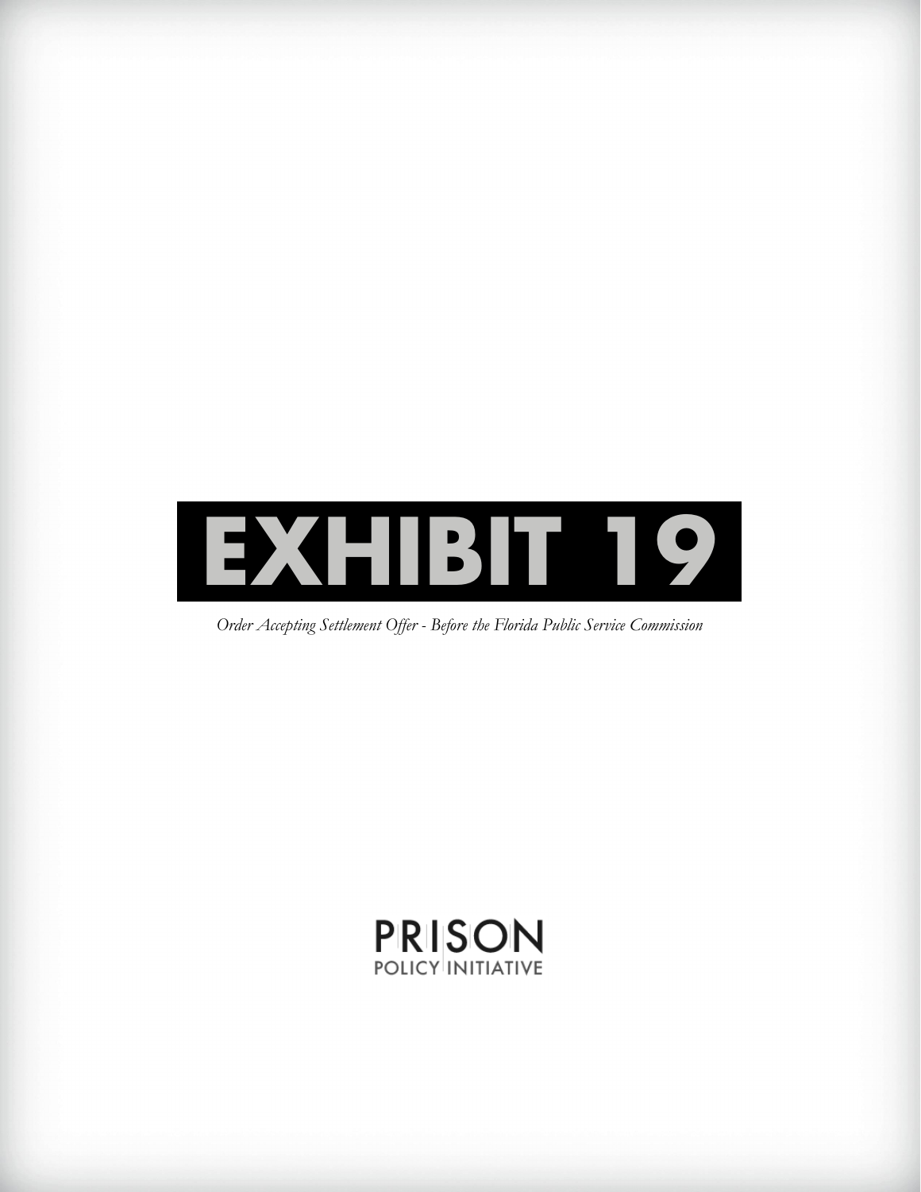# EXHIBIT 19

*Order Accepting Settlement Offer - Before the Florida Public Service Commission*

PRISON POLICY INITIATIVE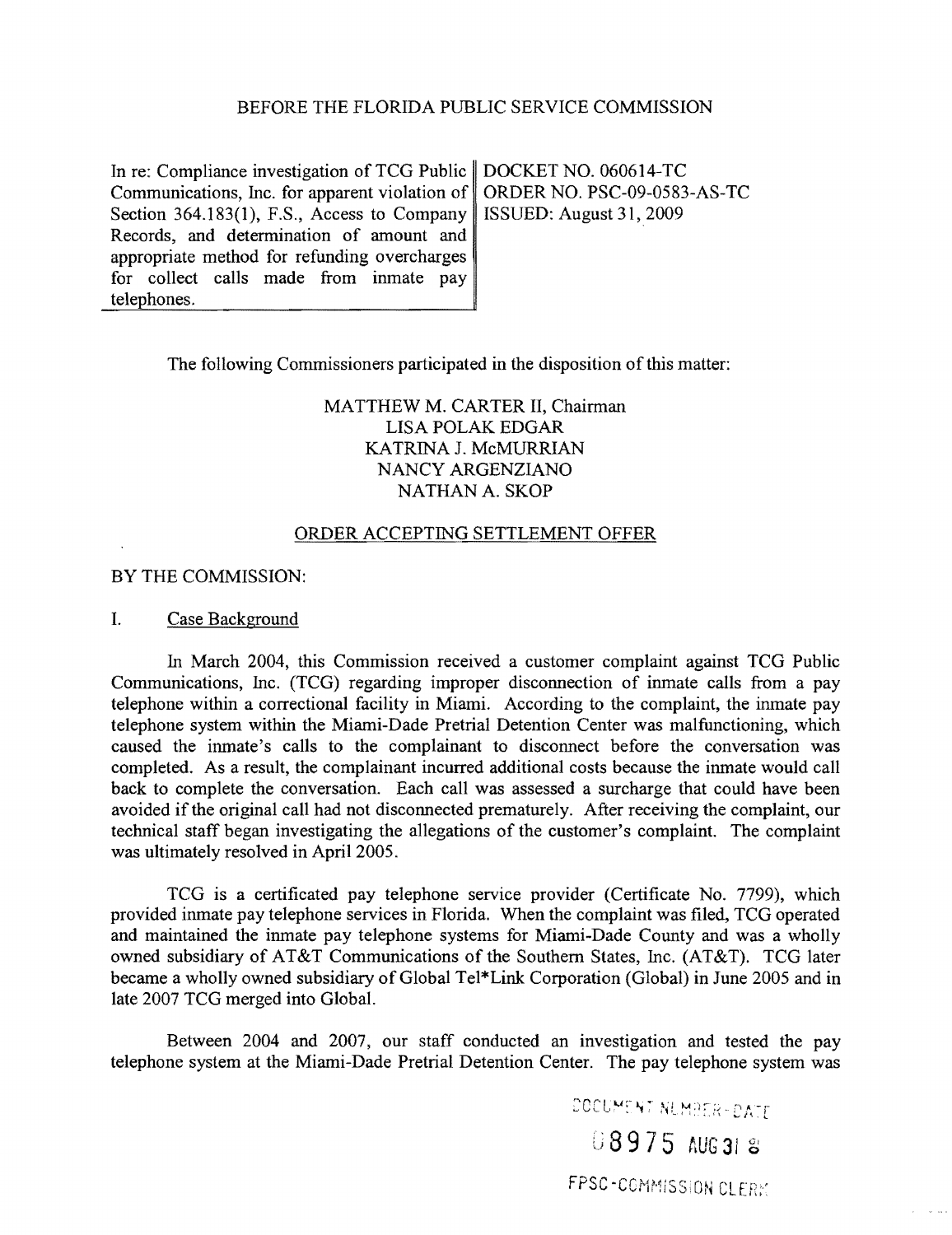BEFORE THE FLORIDA PUBLIC SERVICE COMMISSION

| In re: Compliance investigation of TCG Public Communications, Inc. for apparent violation of Section 364.183(1), F.S., Access to Company Records, and determination of amount and appropriate method for refunding overcharges for collect calls made from inmate pay telephones. | DOCKET NO. 060614-TC<br>ORDER NO. PSC-09-0583-AS-TC<br>ISSUED: August 31, 2009 |
|---|---|

The following Commissioners participated in the disposition of this matter:

MATTHEW M. CARTER II, Chairman
LISA POLAK EDGAR
KATRINA J. McMURRIAN
NANCY ARGENZIANO
NATHAN A. SKOP

## ORDER ACCEPTING SETTLEMENT OFFER

BY THE COMMISSION:

### I. Case Background

In March 2004, this Commission received a customer complaint against TCG Public Communications, Inc. (TCG) regarding improper disconnection of inmate calls from a pay telephone within a correctional facility in Miami. According to the complaint, the inmate pay telephone system within the Miami-Dade Pretrial Detention Center was malfunctioning, which caused the inmate's calls to the complainant to disconnect before the conversation was completed. As a result, the complainant incurred additional costs because the inmate would call back to complete the conversation. Each call was assessed a surcharge that could have been avoided if the original call had not disconnected prematurely. After receiving the complaint, our technical staff began investigating the allegations of the customer's complaint. The complaint was ultimately resolved in April 2005.

TCG is a certificated pay telephone service provider (Certificate No. 7799), which provided inmate pay telephone services in Florida. When the complaint was filed, TCG operated and maintained the inmate pay telephone systems for Miami-Dade County and was a wholly owned subsidiary of AT&T Communications of the Southern States, Inc. (AT&T). TCG later became a wholly owned subsidiary of Global Tel*Link Corporation (Global) in June 2005 and in late 2007 TCG merged into Global.

Between 2004 and 2007, our staff conducted an investigation and tested the pay telephone system at the Miami-Dade Pretrial Detention Center. The pay telephone system was

DOCUMENT NUMBER-DATE
08975 AUG 31 8
FPSC-COMMISSION CLERK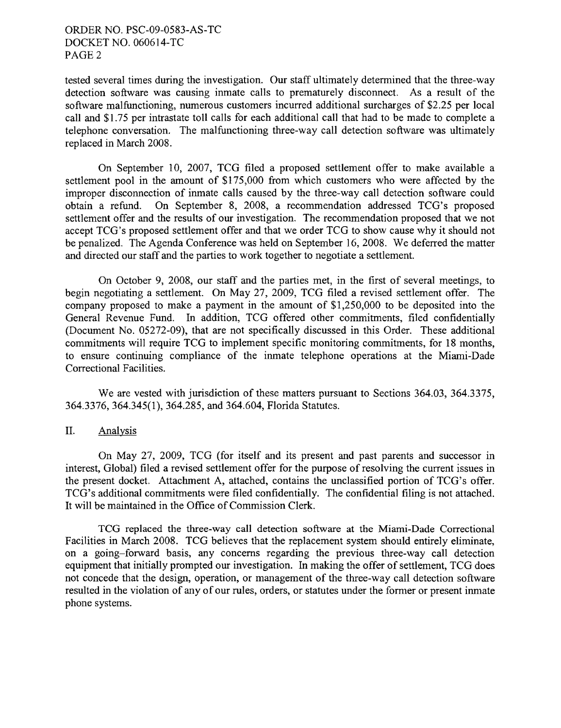tested several times during the investigation. Our staff ultimately determined that the three-way detection software was causing inmate calls to prematurely disconnect. As a result of the software malfunctioning, numerous customers incurred additional surcharges of $2.25 per local call and $1.75 per intrastate toll calls for each additional call that had to be made to complete a telephone conversation. The malfunctioning three-way call detection software was ultimately replaced in March 2008.

On September 10, 2007, TCG filed a proposed settlement offer to make available a settlement pool in the amount of $175,000 from which customers who were affected by the improper disconnection of inmate calls caused by the three-way call detection software could obtain a refund. On September 8, 2008, a recommendation addressed TCG's proposed settlement offer and the results of our investigation. The recommendation proposed that we not accept TCG's proposed settlement offer and that we order TCG to show cause why it should not be penalized. The Agenda Conference was held on September 16, 2008. We deferred the matter and directed our staff and the parties to work together to negotiate a settlement.

On October 9, 2008, our staff and the parties met, in the first of several meetings, to begin negotiating a settlement. On May 27, 2009, TCG filed a revised settlement offer. The company proposed to make a payment in the amount of $1,250,000 to be deposited into the General Revenue Fund. In addition, TCG offered other commitments, filed confidentially (Document No. 05272-09), that are not specifically discussed in this Order. These additional commitments will require TCG to implement specific monitoring commitments, for 18 months, to ensure continuing compliance of the inmate telephone operations at the Miami-Dade Correctional Facilities.

We are vested with jurisdiction of these matters pursuant to Sections 364.03, 364.3375, 364.3376, 364.345(1), 364.285, and 364.604, Florida Statutes.

## II. Analysis

On May 27, 2009, TCG (for itself and its present and past parents and successor in interest, Global) filed a revised settlement offer for the purpose of resolving the current issues in the present docket. Attachment A, attached, contains the unclassified portion of TCG's offer. TCG's additional commitments were filed confidentially. The confidential filing is not attached. It will be maintained in the Office of Commission Clerk.

TCG replaced the three-way call detection software at the Miami-Dade Correctional Facilities in March 2008. TCG believes that the replacement system should entirely eliminate, on a going–forward basis, any concerns regarding the previous three-way call detection equipment that initially prompted our investigation. In making the offer of settlement, TCG does not concede that the design, operation, or management of the three-way call detection software resulted in the violation of any of our rules, orders, or statutes under the former or present inmate phone systems.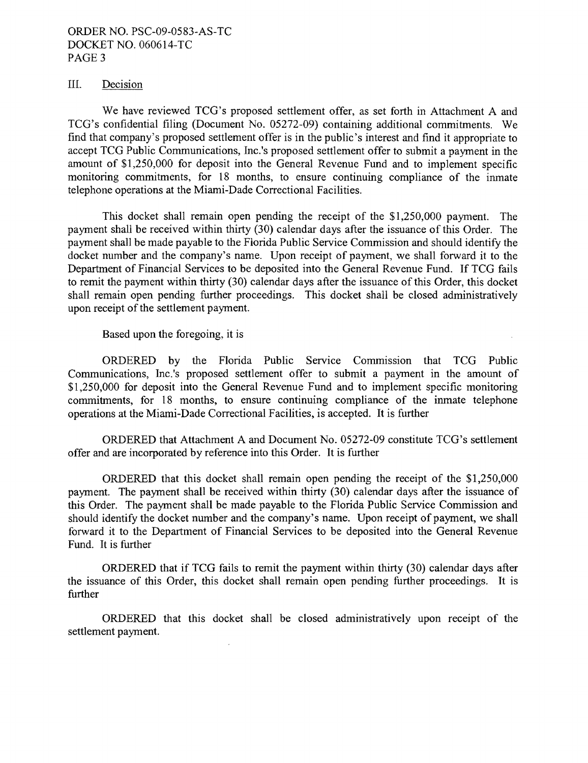## III. Decision

We have reviewed TCG's proposed settlement offer, as set forth in Attachment A and TCG's confidential filing (Document No. 05272-09) containing additional commitments. We find that company's proposed settlement offer is in the public's interest and find it appropriate to accept TCG Public Communications, Inc.'s proposed settlement offer to submit a payment in the amount of $1,250,000 for deposit into the General Revenue Fund and to implement specific monitoring commitments, for 18 months, to ensure continuing compliance of the inmate telephone operations at the Miami-Dade Correctional Facilities.

This docket shall remain open pending the receipt of the $1,250,000 payment. The payment shall be received within thirty (30) calendar days after the issuance of this Order. The payment shall be made payable to the Florida Public Service Commission and should identify the docket number and the company's name. Upon receipt of payment, we shall forward it to the Department of Financial Services to be deposited into the General Revenue Fund. If TCG fails to remit the payment within thirty (30) calendar days after the issuance of this Order, this docket shall remain open pending further proceedings. This docket shall be closed administratively upon receipt of the settlement payment.

Based upon the foregoing, it is

ORDERED by the Florida Public Service Commission that TCG Public Communications, Inc.'s proposed settlement offer to submit a payment in the amount of $1,250,000 for deposit into the General Revenue Fund and to implement specific monitoring commitments, for 18 months, to ensure continuing compliance of the inmate telephone operations at the Miami-Dade Correctional Facilities, is accepted. It is further

ORDERED that Attachment A and Document No. 05272-09 constitute TCG's settlement offer and are incorporated by reference into this Order. It is further

ORDERED that this docket shall remain open pending the receipt of the $1,250,000 payment. The payment shall be received within thirty (30) calendar days after the issuance of this Order. The payment shall be made payable to the Florida Public Service Commission and should identify the docket number and the company's name. Upon receipt of payment, we shall forward it to the Department of Financial Services to be deposited into the General Revenue Fund. It is further

ORDERED that if TCG fails to remit the payment within thirty (30) calendar days after the issuance of this Order, this docket shall remain open pending further proceedings. It is further

ORDERED that this docket shall be closed administratively upon receipt of the settlement payment.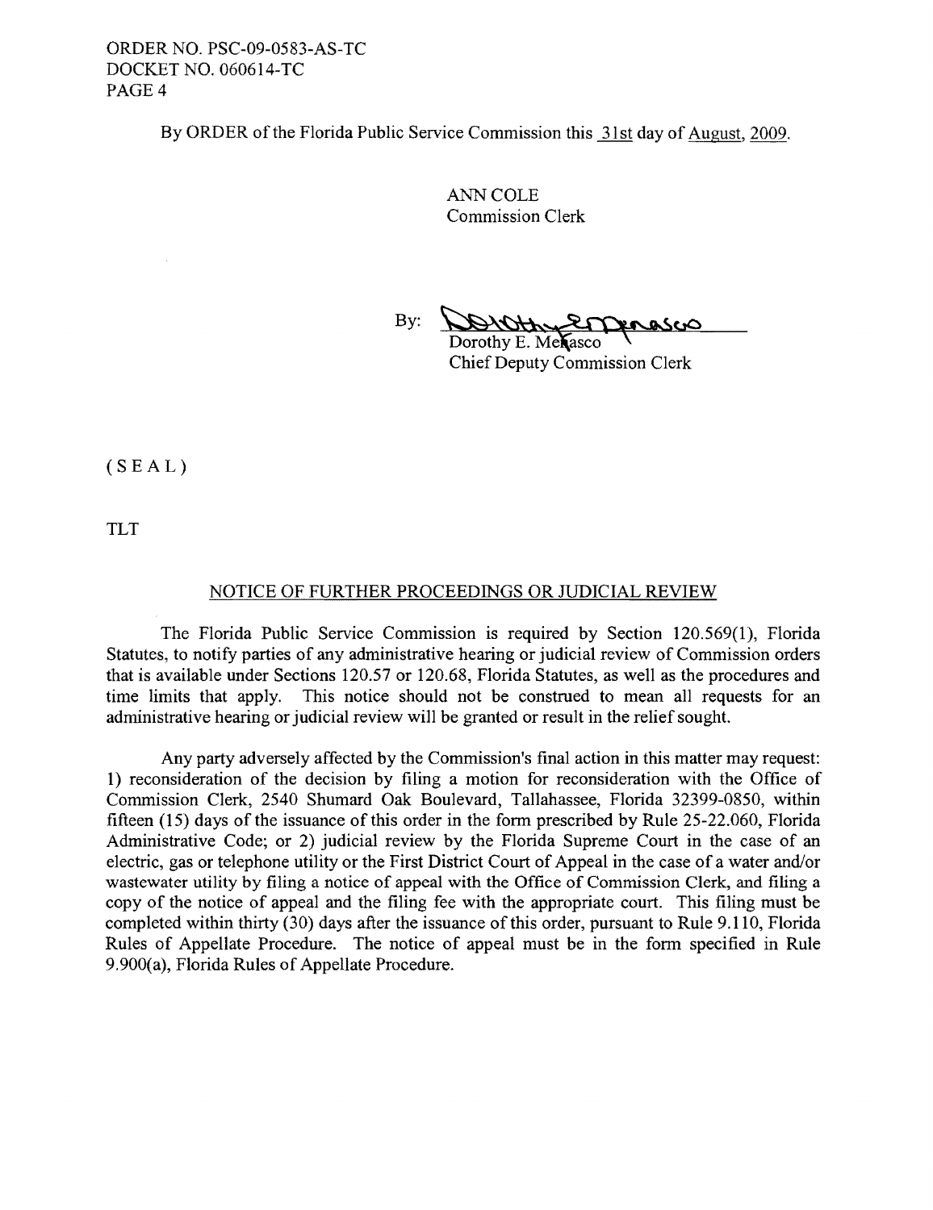By ORDER of the Florida Public Service Commission this 31st day of August, 2009.

ANN COLE
Commission Clerk

By: Dorothy E. Menasco
Chief Deputy Commission Clerk

( S E A L )

TLT

## NOTICE OF FURTHER PROCEEDINGS OR JUDICIAL REVIEW

The Florida Public Service Commission is required by Section 120.569(1), Florida Statutes, to notify parties of any administrative hearing or judicial review of Commission orders that is available under Sections 120.57 or 120.68, Florida Statutes, as well as the procedures and time limits that apply. This notice should not be construed to mean all requests for an administrative hearing or judicial review will be granted or result in the relief sought.

Any party adversely affected by the Commission's final action in this matter may request: 1) reconsideration of the decision by filing a motion for reconsideration with the Office of Commission Clerk, 2540 Shumard Oak Boulevard, Tallahassee, Florida 32399-0850, within fifteen (15) days of the issuance of this order in the form prescribed by Rule 25-22.060, Florida Administrative Code; or 2) judicial review by the Florida Supreme Court in the case of an electric, gas or telephone utility or the First District Court of Appeal in the case of a water and/or wastewater utility by filing a notice of appeal with the Office of Commission Clerk, and filing a copy of the notice of appeal and the filing fee with the appropriate court. This filing must be completed within thirty (30) days after the issuance of this order, pursuant to Rule 9.110, Florida Rules of Appellate Procedure. The notice of appeal must be in the form specified in Rule 9.900(a), Florida Rules of Appellate Procedure.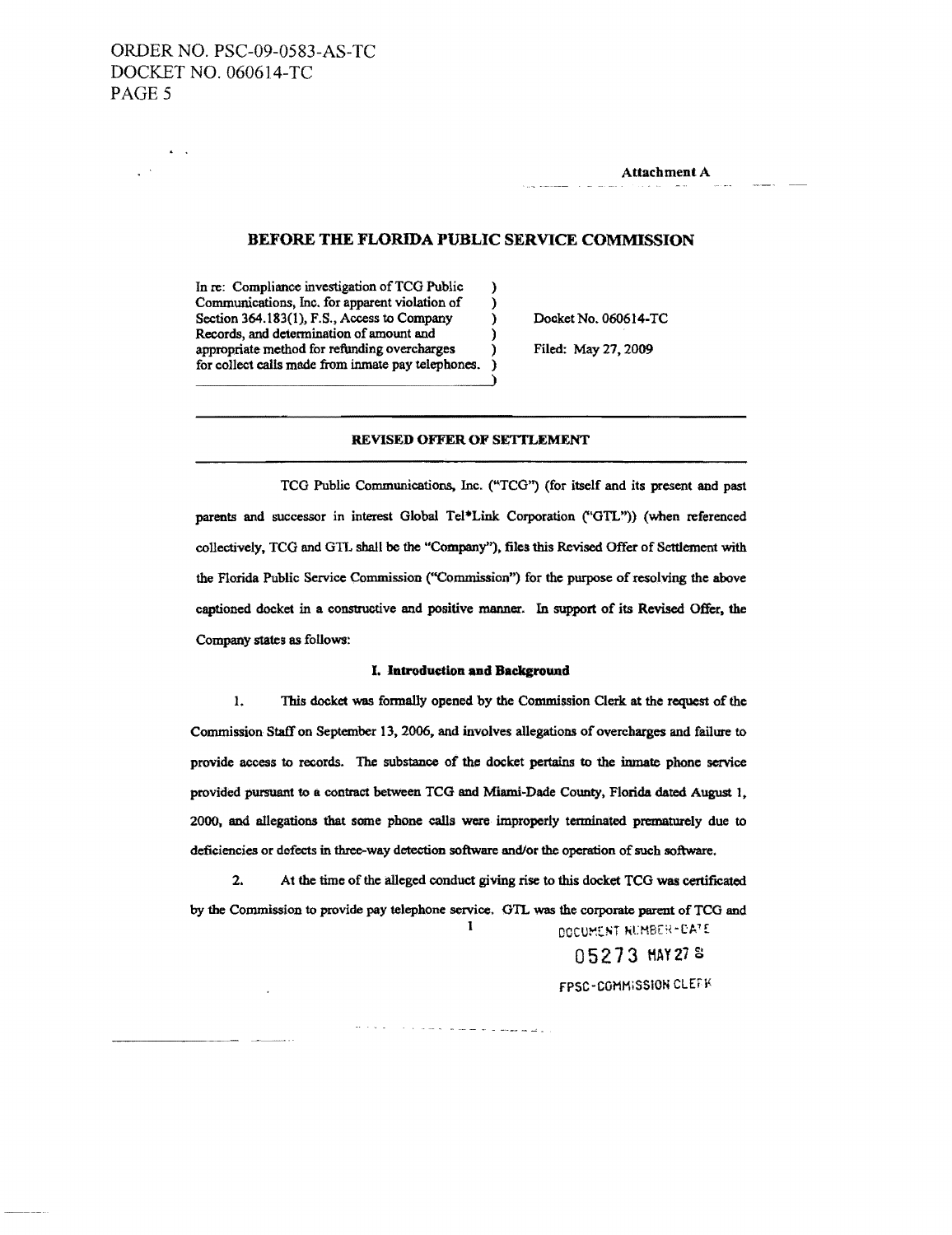Attachment A

## BEFORE THE FLORIDA PUBLIC SERVICE COMMISSION

| | | |
|---|---|---|
| In re: Compliance investigation of TCG Public Communications, Inc. for apparent violation of Section 364.183(1), F.S., Access to Company Records, and determination of amount and appropriate method for refunding overcharges for collect calls made from inmate pay telephones. | ) | Docket No. 060614-TC<br><br>Filed: May 27, 2009 |

### REVISED OFFER OF SETTLEMENT

TCG Public Communications, Inc. ("TCG") (for itself and its present and past parents and successor in interest Global Tel*Link Corporation ("GTL")) (when referenced collectively, TCG and GTL shall be the "Company"), files this Revised Offer of Settlement with the Florida Public Service Commission ("Commission") for the purpose of resolving the above captioned docket in a constructive and positive manner. In support of its Revised Offer, the Company states as follows:

#### I. Introduction and Background

1. This docket was formally opened by the Commission Clerk at the request of the Commission Staff on September 13, 2006, and involves allegations of overcharges and failure to provide access to records. The substance of the docket pertains to the inmate phone service provided pursuant to a contract between TCG and Miami-Dade County, Florida dated August 1, 2000, and allegations that some phone calls were improperly terminated prematurely due to deficiencies or defects in three-way detection software and/or the operation of such software.

2. At the time of the alleged conduct giving rise to this docket TCG was certificated by the Commission to provide pay telephone service. GTL was the corporate parent of TCG and

DOCUMENT NUMBER-DATE

05273 MAY 27 8

FPSC-COMMISSION CLERK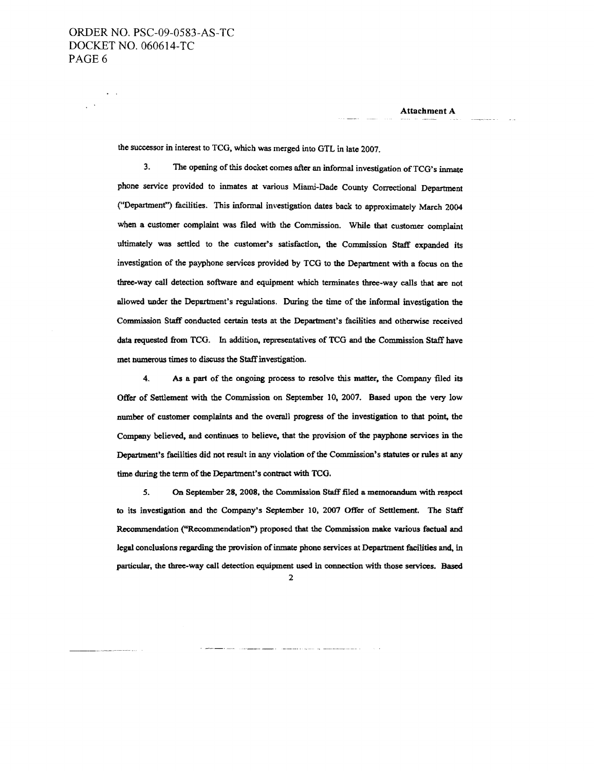Attachment A

the successor in interest to TCG, which was merged into GTL in late 2007.

3. The opening of this docket comes after an informal investigation of TCG's inmate phone service provided to inmates at various Miami-Dade County Correctional Department ("Department") facilities. This informal investigation dates back to approximately March 2004 when a customer complaint was filed with the Commission. While that customer complaint ultimately was settled to the customer's satisfaction, the Commission Staff expanded its investigation of the payphone services provided by TCG to the Department with a focus on the three-way call detection software and equipment which terminates three-way calls that are not allowed under the Department's regulations. During the time of the informal investigation the Commission Staff conducted certain tests at the Department's facilities and otherwise received data requested from TCG. In addition, representatives of TCG and the Commission Staff have met numerous times to discuss the Staff investigation.

4. As a part of the ongoing process to resolve this matter, the Company filed its Offer of Settlement with the Commission on September 10, 2007. Based upon the very low number of customer complaints and the overall progress of the investigation to that point, the Company believed, and continues to believe, that the provision of the payphone services in the Department's facilities did not result in any violation of the Commission's statutes or rules at any time during the term of the Department's contract with TCG.

5. On September 28, 2008, the Commission Staff filed a memorandum with respect to its investigation and the Company's September 10, 2007 Offer of Settlement. The Staff Recommendation ("Recommendation") proposed that the Commission make various factual and legal conclusions regarding the provision of inmate phone services at Department facilities and, in particular, the three-way call detection equipment used in connection with those services. Based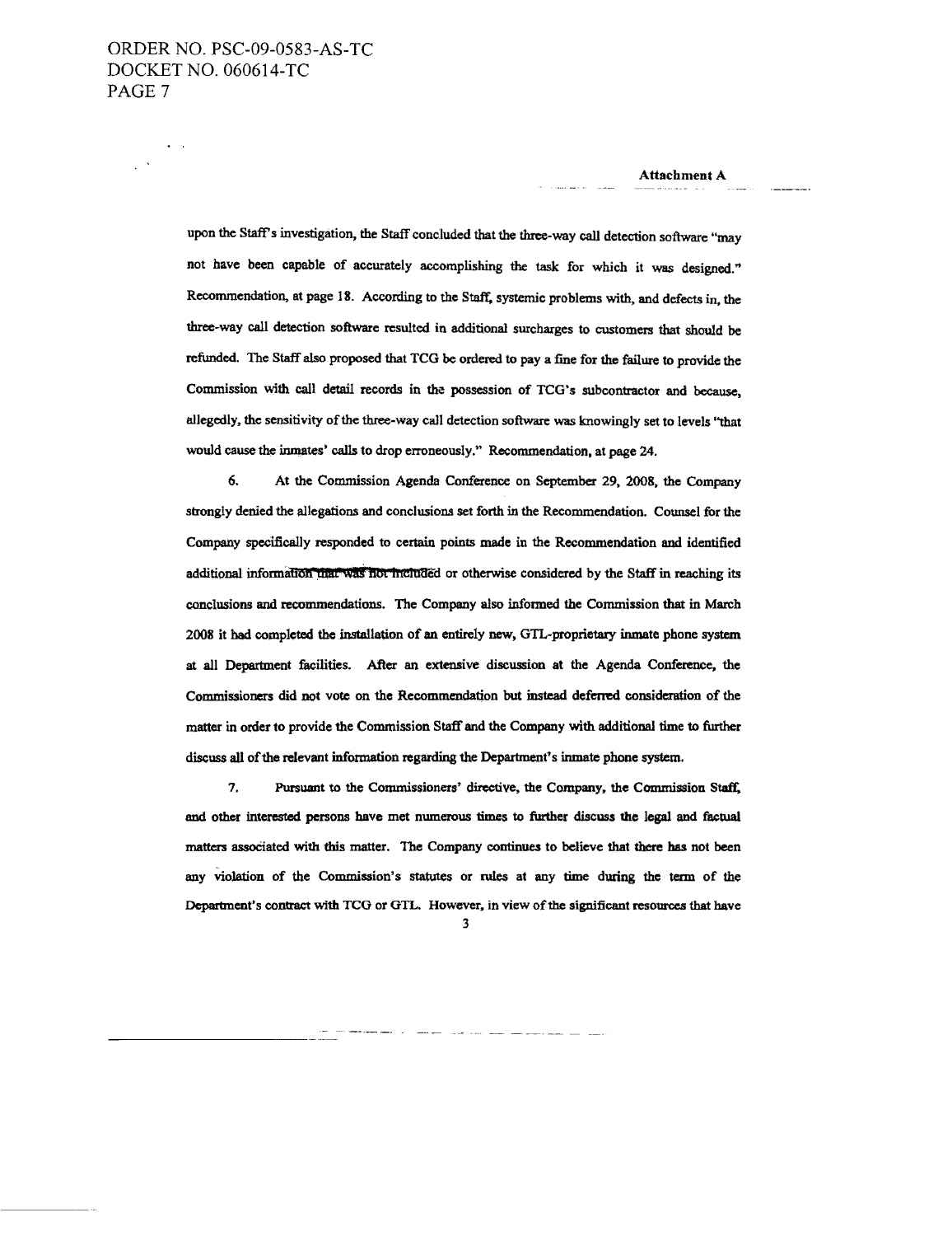Attachment A

upon the Staff's investigation, the Staff concluded that the three-way call detection software "may not have been capable of accurately accomplishing the task for which it was designed." Recommendation, at page 18. According to the Staff, systemic problems with, and defects in, the three-way call detection software resulted in additional surcharges to customers that should be refunded. The Staff also proposed that TCG be ordered to pay a fine for the failure to provide the Commission with call detail records in the possession of TCG's subcontractor and because, allegedly, the sensitivity of the three-way call detection software was knowingly set to levels "that would cause the inmates' calls to drop erroneously." Recommendation, at page 24.

6. At the Commission Agenda Conference on September 29, 2008, the Company strongly denied the allegations and conclusions set forth in the Recommendation. Counsel for the Company specifically responded to certain points made in the Recommendation and identified additional information that was not included or otherwise considered by the Staff in reaching its conclusions and recommendations. The Company also informed the Commission that in March 2008 it had completed the installation of an entirely new, GTL-proprietary inmate phone system at all Department facilities. After an extensive discussion at the Agenda Conference, the Commissioners did not vote on the Recommendation but instead deferred consideration of the matter in order to provide the Commission Staff and the Company with additional time to further discuss all of the relevant information regarding the Department's inmate phone system.

7. Pursuant to the Commissioners' directive, the Company, the Commission Staff, and other interested persons have met numerous times to further discuss the legal and factual matters associated with this matter. The Company continues to believe that there has not been any violation of the Commission's statutes or rules at any time during the term of the Department's contract with TCG or GTL. However, in view of the significant resources that have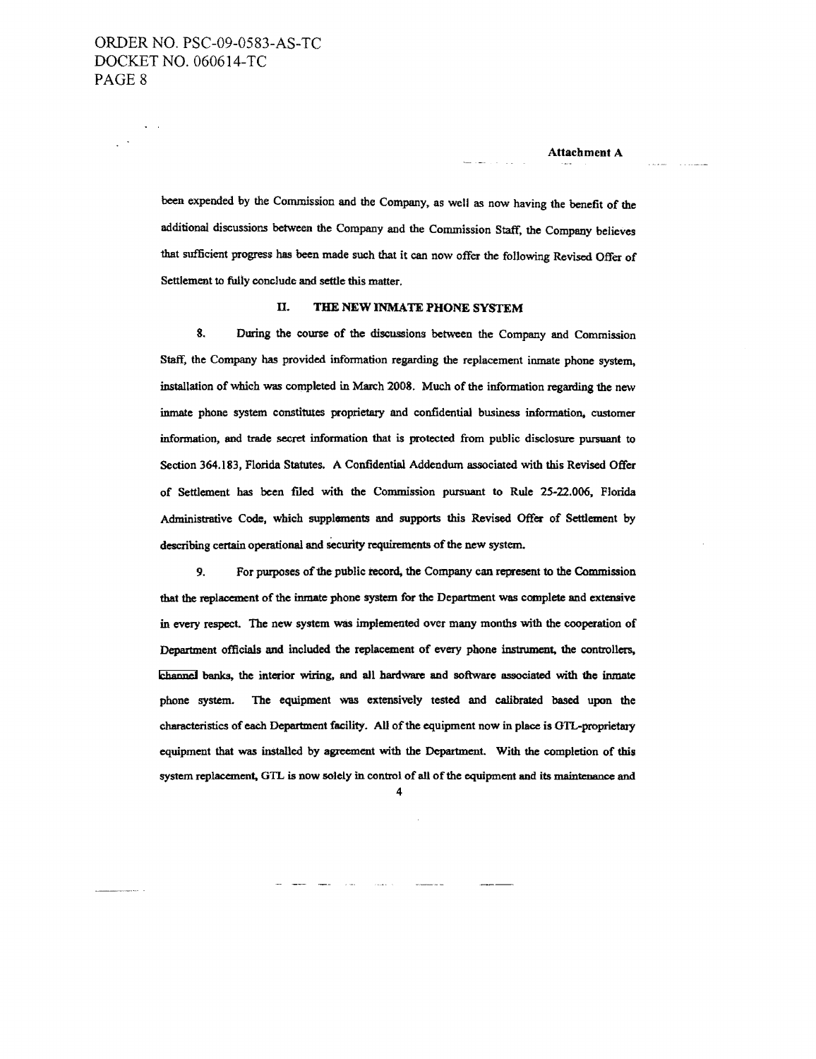**Attachment A**

been expended by the Commission and the Company, as well as now having the benefit of the additional discussions between the Company and the Commission Staff, the Company believes that sufficient progress has been made such that it can now offer the following Revised Offer of Settlement to fully conclude and settle this matter.

## II. THE NEW INMATE PHONE SYSTEM

8. During the course of the discussions between the Company and Commission Staff, the Company has provided information regarding the replacement inmate phone system, installation of which was completed in March 2008. Much of the information regarding the new inmate phone system constitutes proprietary and confidential business information, customer information, and trade secret information that is protected from public disclosure pursuant to Section 364.183, Florida Statutes. A Confidential Addendum associated with this Revised Offer of Settlement has been filed with the Commission pursuant to Rule 25-22.006, Florida Administrative Code, which supplements and supports this Revised Offer of Settlement by describing certain operational and security requirements of the new system.

9. For purposes of the public record, the Company can represent to the Commission that the replacement of the inmate phone system for the Department was complete and extensive in every respect. The new system was implemented over many months with the cooperation of Department officials and included the replacement of every phone instrument, the controllers, channel banks, the interior wiring, and all hardware and software associated with the inmate phone system. The equipment was extensively tested and calibrated based upon the characteristics of each Department facility. All of the equipment now in place is GTL-proprietary equipment that was installed by agreement with the Department. With the completion of this system replacement, GTL is now solely in control of all of the equipment and its maintenance and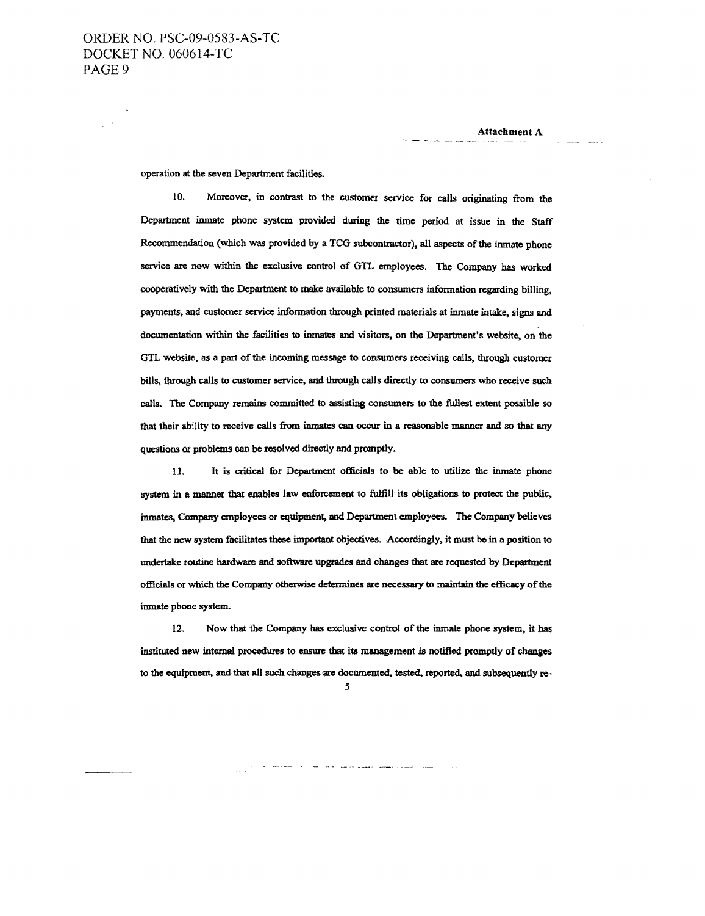**Attachment A**

operation at the seven Department facilities.

10. Moreover, in contrast to the customer service for calls originating from the Department inmate phone system provided during the time period at issue in the Staff Recommendation (which was provided by a TCG subcontractor), all aspects of the inmate phone service are now within the exclusive control of GTL employees. The Company has worked cooperatively with the Department to make available to consumers information regarding billing, payments, and customer service information through printed materials at inmate intake, signs and documentation within the facilities to inmates and visitors, on the Department's website, on the GTL website, as a part of the incoming message to consumers receiving calls, through customer bills, through calls to customer service, and through calls directly to consumers who receive such calls. The Company remains committed to assisting consumers to the fullest extent possible so that their ability to receive calls from inmates can occur in a reasonable manner and so that any questions or problems can be resolved directly and promptly.

11. It is critical for Department officials to be able to utilize the inmate phone system in a manner that enables law enforcement to fulfill its obligations to protect the public, inmates, Company employees or equipment, and Department employees. The Company believes that the new system facilitates these important objectives. Accordingly, it must be in a position to undertake routine hardware and software upgrades and changes that are requested by Department officials or which the Company otherwise determines are necessary to maintain the efficacy of the inmate phone system.

12. Now that the Company has exclusive control of the inmate phone system, it has instituted new internal procedures to ensure that its management is notified promptly of changes to the equipment, and that all such changes are documented, tested, reported, and subsequently re-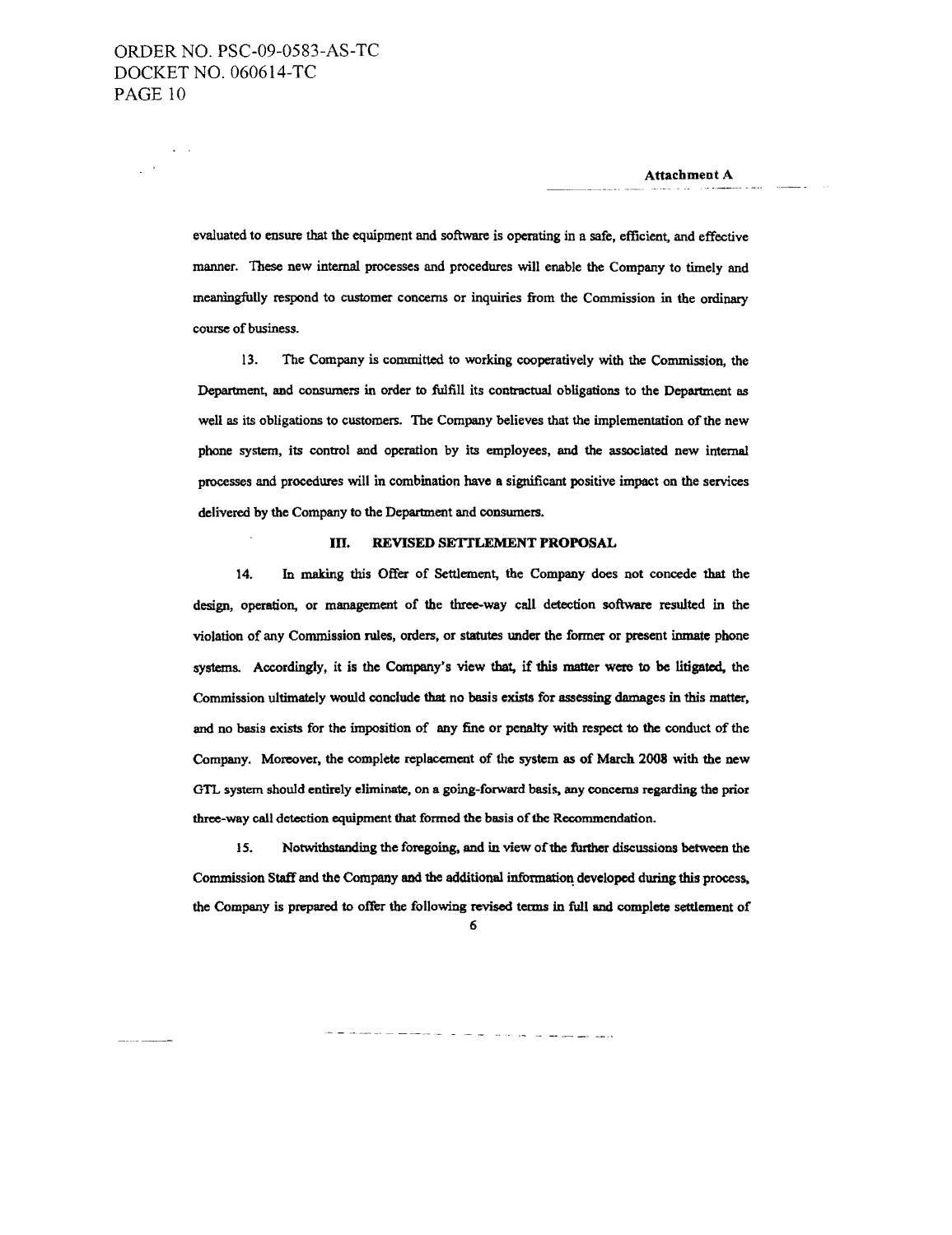**Attachment A**

evaluated to ensure that the equipment and software is operating in a safe, efficient, and effective manner. These new internal processes and procedures will enable the Company to timely and meaningfully respond to customer concerns or inquiries from the Commission in the ordinary course of business.

13. The Company is committed to working cooperatively with the Commission, the Department, and consumers in order to fulfill its contractual obligations to the Department as well as its obligations to customers. The Company believes that the implementation of the new phone system, its control and operation by its employees, and the associated new internal processes and procedures will in combination have a significant positive impact on the services delivered by the Company to the Department and consumers.

### III. REVISED SETTLEMENT PROPOSAL

14. In making this Offer of Settlement, the Company does not concede that the design, operation, or management of the three-way call detection software resulted in the violation of any Commission rules, orders, or statutes under the former or present inmate phone systems. Accordingly, it is the Company's view that, if this matter were to be litigated, the Commission ultimately would conclude that no basis exists for assessing damages in this matter, and no basis exists for the imposition of any fine or penalty with respect to the conduct of the Company. Moreover, the complete replacement of the system as of March 2008 with the new GTL system should entirely eliminate, on a going-forward basis, any concerns regarding the prior three-way call detection equipment that formed the basis of the Recommendation.

15. Notwithstanding the foregoing, and in view of the further discussions between the Commission Staff and the Company and the additional information developed during this process, the Company is prepared to offer the following revised terms in full and complete settlement of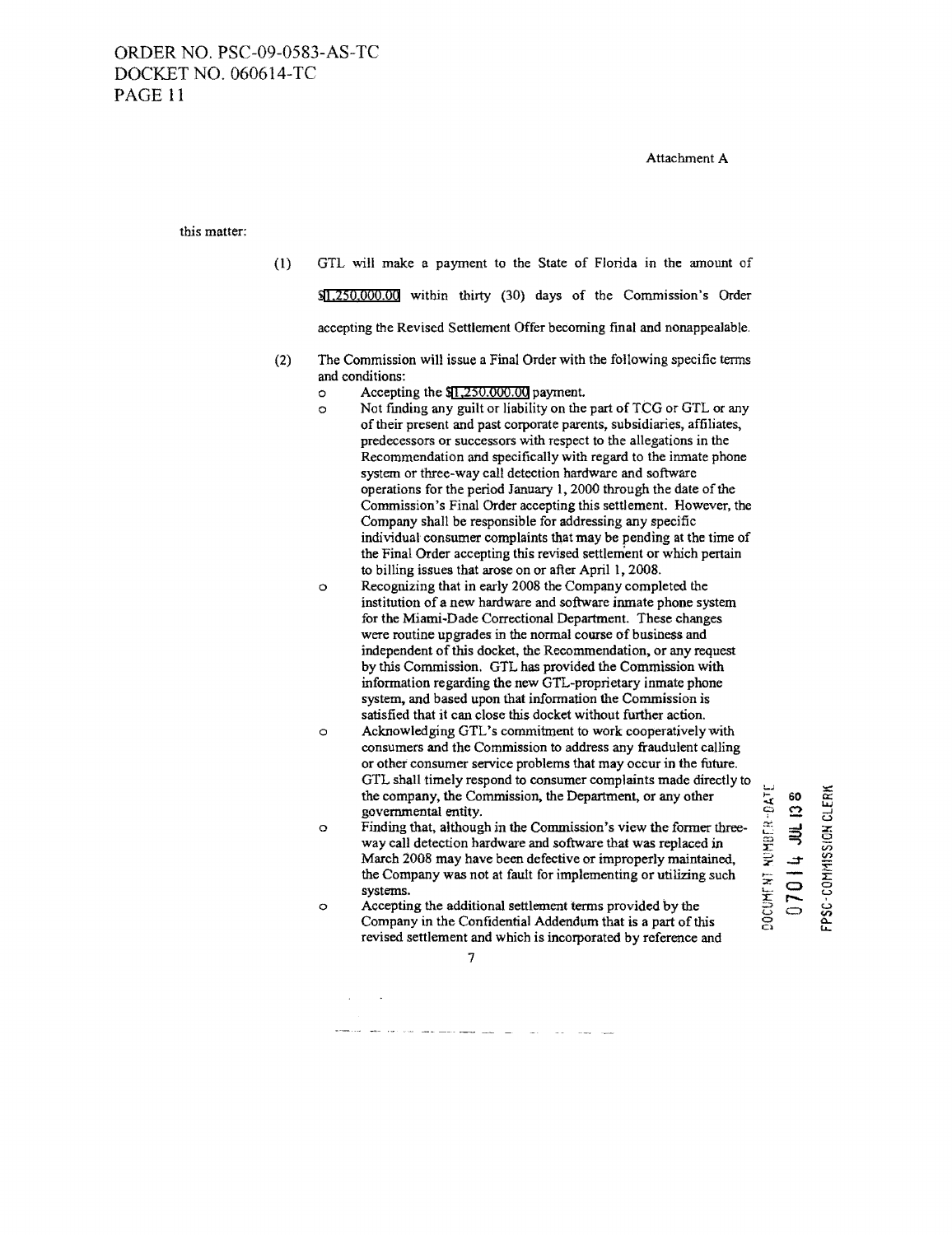Attachment A

this matter:

(1) GTL will make a payment to the State of Florida in the amount of $1,250,000.00 within thirty (30) days of the Commission's Order accepting the Revised Settlement Offer becoming final and nonappealable.

(2) The Commission will issue a Final Order with the following specific terms and conditions:

- Accepting the $1,250,000.00 payment.
- Not finding any guilt or liability on the part of TCG or GTL or any of their present and past corporate parents, subsidiaries, affiliates, predecessors or successors with respect to the allegations in the Recommendation and specifically with regard to the inmate phone system or three-way call detection hardware and software operations for the period January 1, 2000 through the date of the Commission's Final Order accepting this settlement. However, the Company shall be responsible for addressing any specific individual consumer complaints that may be pending at the time of the Final Order accepting this revised settlement or which pertain to billing issues that arose on or after April 1, 2008.
- Recognizing that in early 2008 the Company completed the institution of a new hardware and software inmate phone system for the Miami-Dade Correctional Department. These changes were routine upgrades in the normal course of business and independent of this docket, the Recommendation, or any request by this Commission. GTL has provided the Commission with information regarding the new GTL-proprietary inmate phone system, and based upon that information the Commission is satisfied that it can close this docket without further action.
- Acknowledging GTL's commitment to work cooperatively with consumers and the Commission to address any fraudulent calling or other consumer service problems that may occur in the future. GTL shall timely respond to consumer complaints made directly to the company, the Commission, the Department, or any other governmental entity.
- Finding that, although in the Commission's view the former three-way call detection hardware and software that was replaced in March 2008 may have been defective or improperly maintained, the Company was not at fault for implementing or utilizing such systems.
- Accepting the additional settlement terms provided by the Company in the Confidential Addendum that is a part of this revised settlement and which is incorporated by reference and

DOCUMENT NUMBER-DATE 07014 JUL 13 08 FPSC-COMMISSION CLERK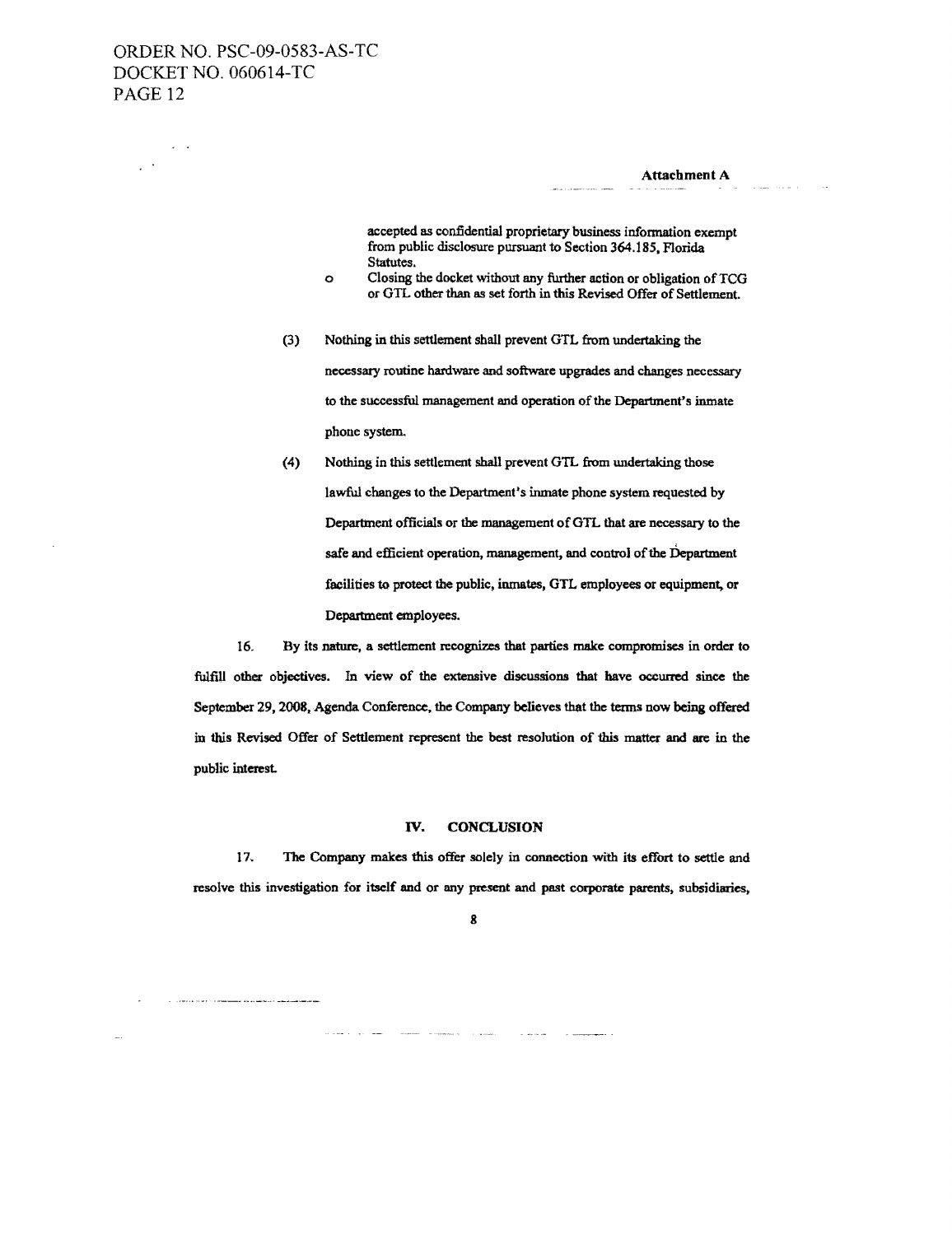Attachment A

accepted as confidential proprietary business information exempt from public disclosure pursuant to Section 364.185, Florida Statutes.

- Closing the docket without any further action or obligation of TCG or GTL other than as set forth in this Revised Offer of Settlement.

(3) Nothing in this settlement shall prevent GTL from undertaking the necessary routine hardware and software upgrades and changes necessary to the successful management and operation of the Department's inmate phone system.

(4) Nothing in this settlement shall prevent GTL from undertaking those lawful changes to the Department's inmate phone system requested by Department officials or the management of GTL that are necessary to the safe and efficient operation, management, and control of the Department facilities to protect the public, inmates, GTL employees or equipment, or Department employees.

16. By its nature, a settlement recognizes that parties make compromises in order to fulfill other objectives. In view of the extensive discussions that have occurred since the September 29, 2008, Agenda Conference, the Company believes that the terms now being offered in this Revised Offer of Settlement represent the best resolution of this matter and are in the public interest.

## IV. CONCLUSION

17. The Company makes this offer solely in connection with its effort to settle and resolve this investigation for itself and or any present and past corporate parents, subsidiaries,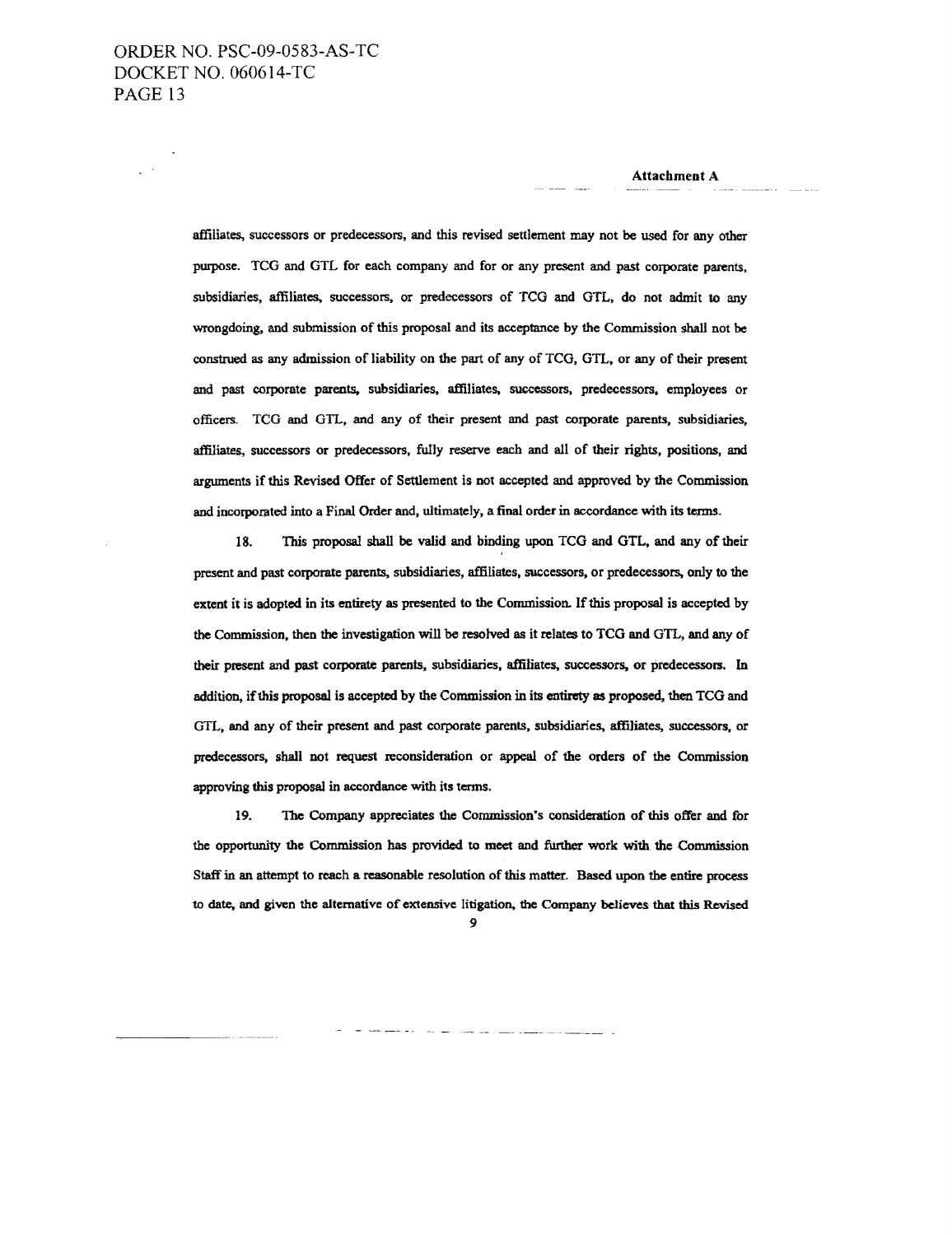Attachment A

affiliates, successors or predecessors, and this revised settlement may not be used for any other purpose. TCG and GTL for each company and for or any present and past corporate parents, subsidiaries, affiliates, successors, or predecessors of TCG and GTL, do not admit to any wrongdoing, and submission of this proposal and its acceptance by the Commission shall not be construed as any admission of liability on the part of any of TCG, GTL, or any of their present and past corporate parents, subsidiaries, affiliates, successors, predecessors, employees or officers. TCG and GTL, and any of their present and past corporate parents, subsidiaries, affiliates, successors or predecessors, fully reserve each and all of their rights, positions, and arguments if this Revised Offer of Settlement is not accepted and approved by the Commission and incorporated into a Final Order and, ultimately, a final order in accordance with its terms.

18. This proposal shall be valid and binding upon TCG and GTL, and any of their present and past corporate parents, subsidiaries, affiliates, successors, or predecessors, only to the extent it is adopted in its entirety as presented to the Commission. If this proposal is accepted by the Commission, then the investigation will be resolved as it relates to TCG and GTL, and any of their present and past corporate parents, subsidiaries, affiliates, successors, or predecessors. In addition, if this proposal is accepted by the Commission in its entirety as proposed, then TCG and GTL, and any of their present and past corporate parents, subsidiaries, affiliates, successors, or predecessors, shall not request reconsideration or appeal of the orders of the Commission approving this proposal in accordance with its terms.

19. The Company appreciates the Commission's consideration of this offer and for the opportunity the Commission has provided to meet and further work with the Commission Staff in an attempt to reach a reasonable resolution of this matter. Based upon the entire process to date, and given the alternative of extensive litigation, the Company believes that this Revised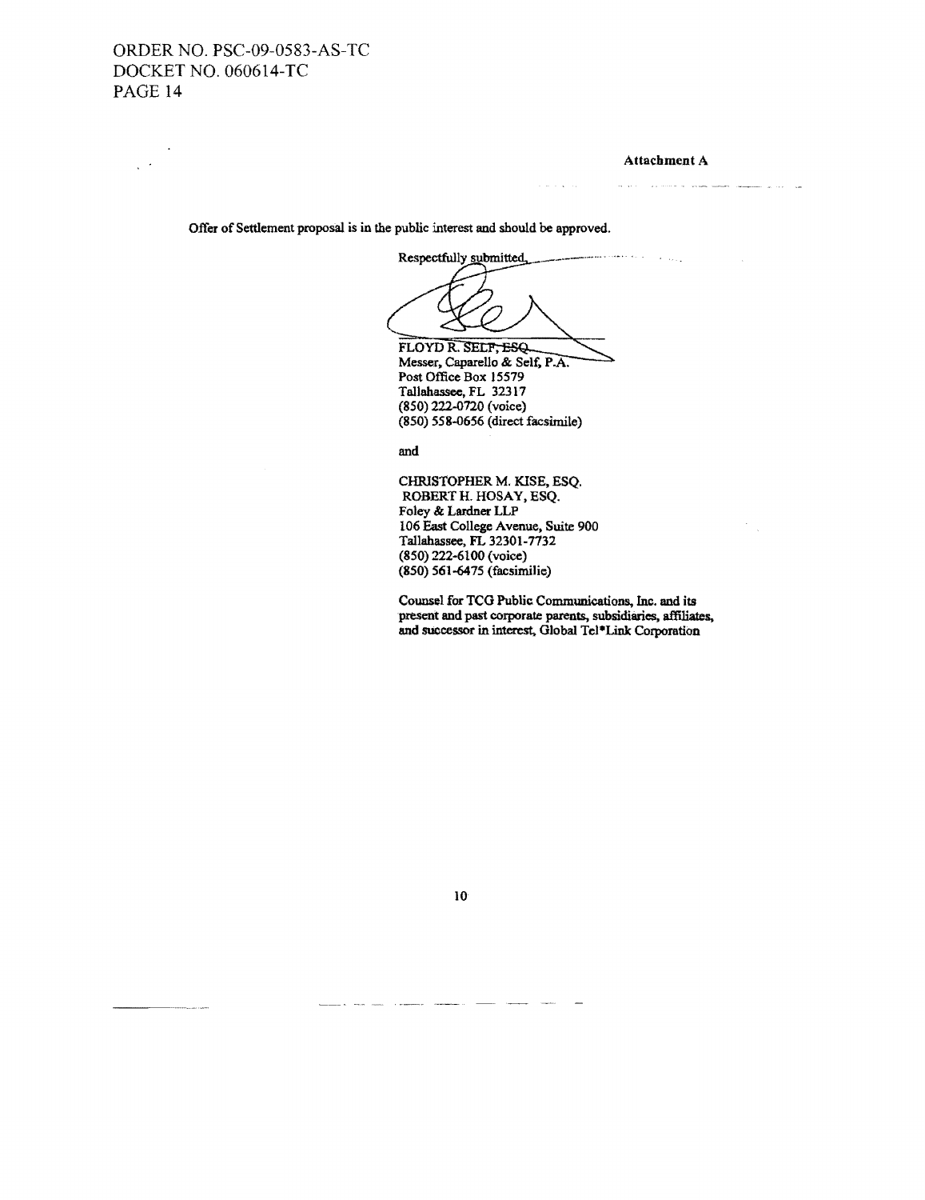**Attachment A**

Offer of Settlement proposal is in the public interest and should be approved.

Respectfully submitted,

FLOYD R. SELF, ESQ.
Messer, Caparello & Self, P.A.
Post Office Box 15579
Tallahassee, FL 32317
(850) 222-0720 (voice)
(850) 558-0656 (direct facsimile)

and

CHRISTOPHER M. KISE, ESQ.
ROBERT H. HOSAY, ESQ.
Foley & Lardner LLP
106 East College Avenue, Suite 900
Tallahassee, FL 32301-7732
(850) 222-6100 (voice)
(850) 561-6475 (facsimilie)

Counsel for TCG Public Communications, Inc. and its present and past corporate parents, subsidiaries, affiliates, and successor in interest, Global Tel*Link Corporation